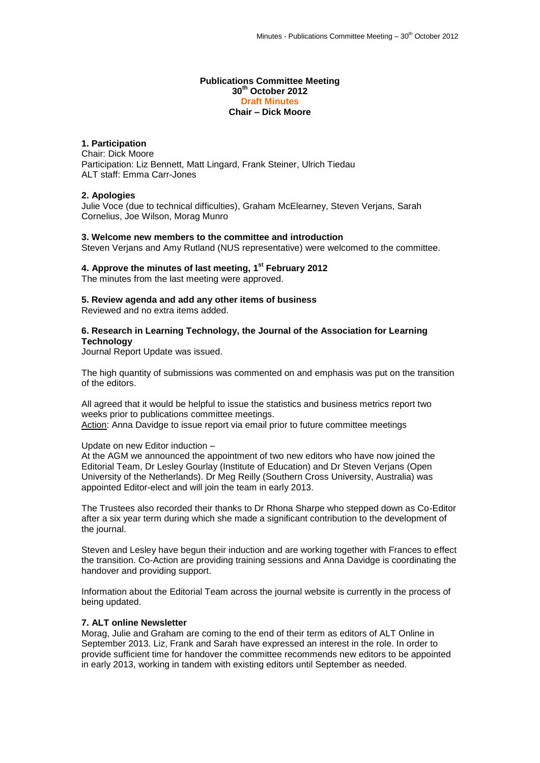**Publications Committee Meeting**
**30th October 2012**
**Draft Minutes**
**Chair – Dick Moore**

### 1. Participation

Chair: Dick Moore
Participation: Liz Bennett, Matt Lingard, Frank Steiner, Ulrich Tiedau
ALT staff: Emma Carr-Jones

### 2. Apologies

Julie Voce (due to technical difficulties), Graham McElearney, Steven Verjans, Sarah Cornelius, Joe Wilson, Morag Munro

### 3. Welcome new members to the committee and introduction

Steven Verjans and Amy Rutland (NUS representative) were welcomed to the committee.

### 4. Approve the minutes of last meeting, 1st February 2012

The minutes from the last meeting were approved.

### 5. Review agenda and add any other items of business

Reviewed and no extra items added.

### 6. Research in Learning Technology, the Journal of the Association for Learning Technology

Journal Report Update was issued.

The high quantity of submissions was commented on and emphasis was put on the transition of the editors.

All agreed that it would be helpful to issue the statistics and business metrics report two weeks prior to publications committee meetings.
Action: Anna Davidge to issue report via email prior to future committee meetings

Update on new Editor induction –
At the AGM we announced the appointment of two new editors who have now joined the Editorial Team, Dr Lesley Gourlay (Institute of Education) and Dr Steven Verjans (Open University of the Netherlands). Dr Meg Reilly (Southern Cross University, Australia) was appointed Editor-elect and will join the team in early 2013.

The Trustees also recorded their thanks to Dr Rhona Sharpe who stepped down as Co-Editor after a six year term during which she made a significant contribution to the development of the journal.

Steven and Lesley have begun their induction and are working together with Frances to effect the transition. Co-Action are providing training sessions and Anna Davidge is coordinating the handover and providing support.

Information about the Editorial Team across the journal website is currently in the process of being updated.

### 7. ALT online Newsletter

Morag, Julie and Graham are coming to the end of their term as editors of ALT Online in September 2013. Liz, Frank and Sarah have expressed an interest in the role. In order to provide sufficient time for handover the committee recommends new editors to be appointed in early 2013, working in tandem with existing editors until September as needed.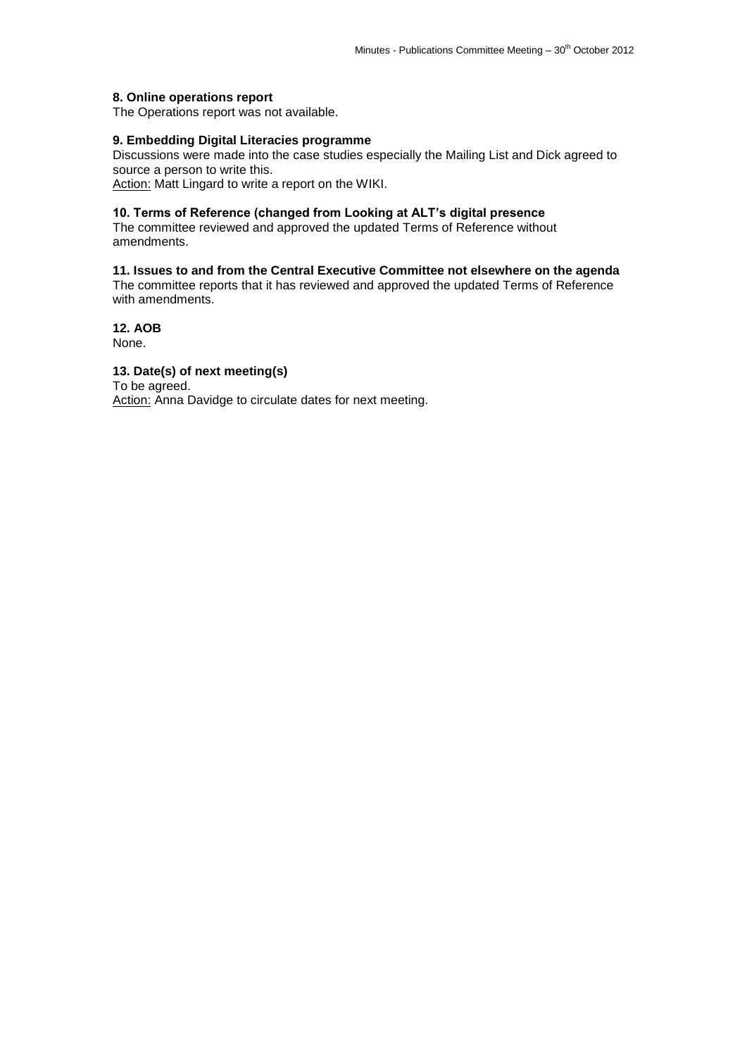### 8. Online operations report

The Operations report was not available.

### 9. Embedding Digital Literacies programme

Discussions were made into the case studies especially the Mailing List and Dick agreed to source a person to write this.

Action: Matt Lingard to write a report on the WIKI.

### 10. Terms of Reference (changed from Looking at ALT's digital presence

The committee reviewed and approved the updated Terms of Reference without amendments.

### 11. Issues to and from the Central Executive Committee not elsewhere on the agenda

The committee reports that it has reviewed and approved the updated Terms of Reference with amendments.

### 12. AOB

None.

### 13. Date(s) of next meeting(s)

To be agreed.

Action: Anna Davidge to circulate dates for next meeting.